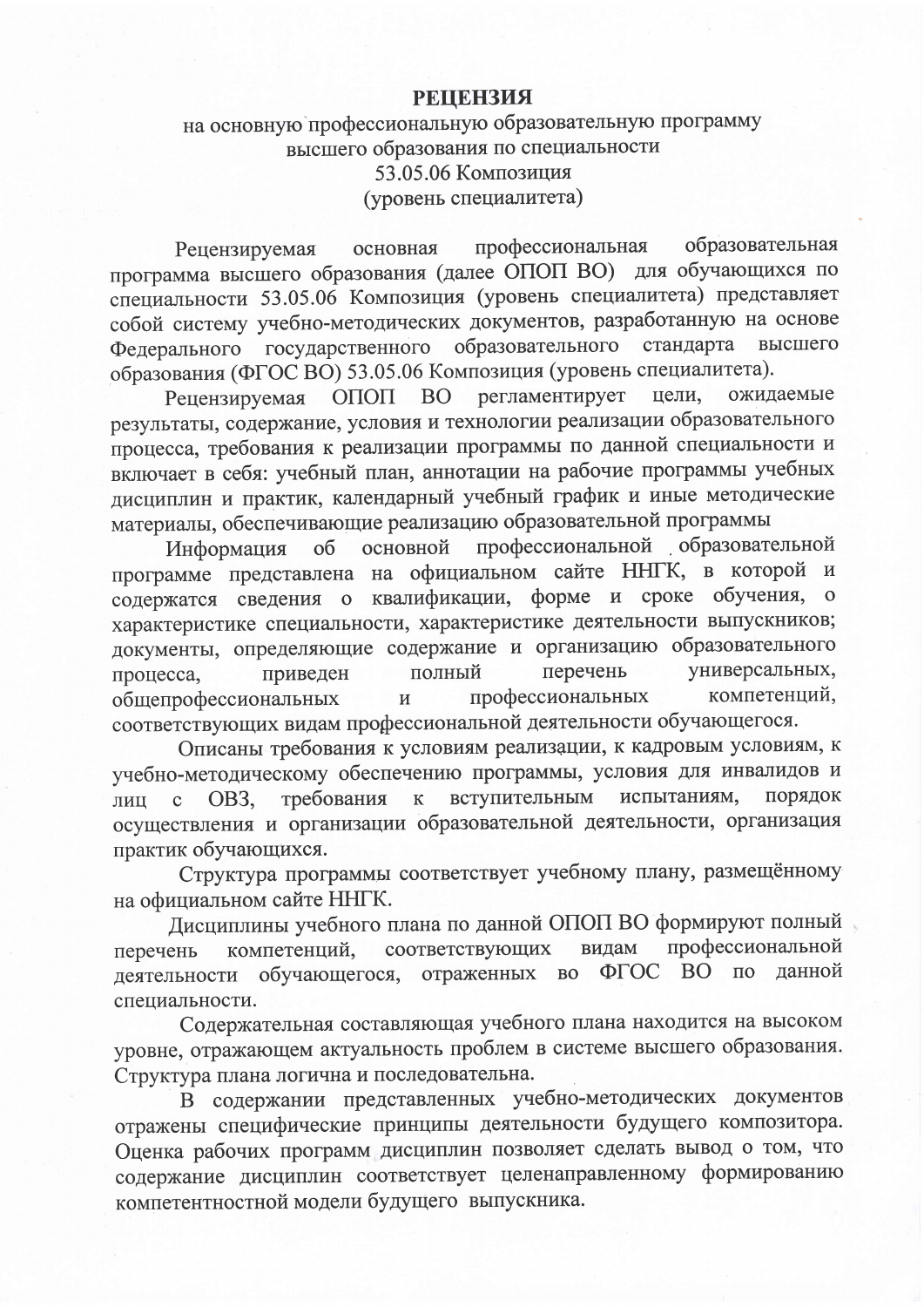**РЕЦЕНЗИЯ**

на основную профессиональную образовательную программу высшего образования по специальности 53.05.06 Композиция (уровень специалитета)

Рецензируемая основная профессиональная образовательная программа высшего образования (далее ОПОП ВО) для обучающихся по специальности 53.05.06 Композиция (уровень специалитета) представляет собой систему учебно-методических документов, разработанную на основе Федерального государственного образовательного стандарта высшего образования (ФГОС ВО) 53.05.06 Композиция (уровень специалитета).

Рецензируемая ОПОП ВО регламентирует цели, ожидаемые результаты, содержание, условия и технологии реализации образовательного процесса, требования к реализации программы по данной специальности и включает в себя: учебный план, аннотации на рабочие программы учебных дисциплин и практик, календарный учебный график и иные методические материалы, обеспечивающие реализацию образовательной программы

Информация об основной профессиональной образовательной программе представлена на официальном сайте ННГК, в которой и содержатся сведения о квалификации, форме и сроке обучения, о характеристике специальности, характеристике деятельности выпускников; документы, определяющие содержание и организацию образовательного процесса, приведен полный перечень универсальных, общепрофессиональных и профессиональных компетенций, соответствующих видам профессиональной деятельности обучающегося.

Описаны требования к условиям реализации, к кадровым условиям, к учебно-методическому обеспечению программы, условия для инвалидов и лиц с ОВЗ, требования к вступительным испытаниям, порядок осуществления и организации образовательной деятельности, организация практик обучающихся.

Структура программы соответствует учебному плану, размещённому на официальном сайте ННГК.

Дисциплины учебного плана по данной ОПОП ВО формируют полный перечень компетенций, соответствующих видам профессиональной деятельности обучающегося, отраженных во ФГОС ВО по данной специальности.

Содержательная составляющая учебного плана находится на высоком уровне, отражающем актуальность проблем в системе высшего образования. Структура плана логична и последовательна.

В содержании представленных учебно-методических документов отражены специфические принципы деятельности будущего композитора. Оценка рабочих программ дисциплин позволяет сделать вывод о том, что содержание дисциплин соответствует целенаправленному формированию компетентностной модели будущего выпускника.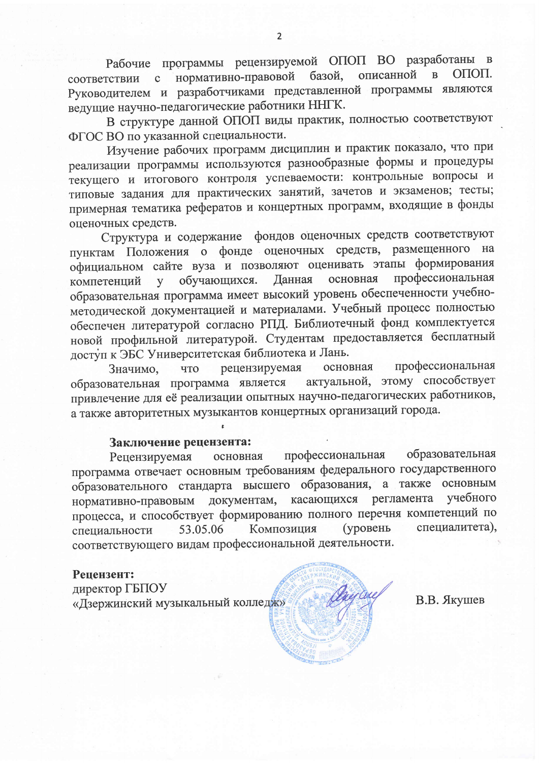Рабочие программы рецензируемой ОПОП ВО разработаны в соответствии с нормативно-правовой базой, описанной в ОПОП. Руководителем и разработчиками представленной программы являются ведущие научно-педагогические работники ННГК.

В структуре данной ОПОП виды практик, полностью соответствуют ФГОС ВО по указанной специальности.

Изучение рабочих программ дисциплин и практик показало, что при реализации программы используются разнообразные формы и процедуры текущего и итогового контроля успеваемости: контрольные вопросы и типовые задания для практических занятий, зачетов и экзаменов; тесты; примерная тематика рефератов и концертных программ, входящие в фонды оценочных средств.

Структура и содержание фондов оценочных средств соответствуют пунктам Положения о фонде оценочных средств, размещенного на официальном сайте вуза и позволяют оценивать этапы формирования компетенций у обучающихся. Данная основная профессиональная образовательная программа имеет высокий уровень обеспеченности учебно-методической документацией и материалами. Учебный процесс полностью обеспечен литературой согласно РПД. Библиотечный фонд комплектуется новой профильной литературой. Студентам предоставляется бесплатный доступ к ЭБС Университетская библиотека и Лань.

Значимо, что рецензируемая основная профессиональная образовательная программа является актуальной, этому способствует привлечение для её реализации опытных научно-педагогических работников, а также авторитетных музыкантов концертных организаций города.

**Заключение рецензента:**

Рецензируемая основная профессиональная образовательная программа отвечает основным требованиям федерального государственного образовательного стандарта высшего образования, а также основным нормативно-правовым документам, касающихся регламента учебного процесса, и способствует формированию полного перечня компетенций по специальности 53.05.06 Композиция (уровень специалитета), соответствующего видам профессиональной деятельности.

**Рецензент:**
директор ГБПОУ
«Дзержинский музыкальный колледж» В.В. Якушев